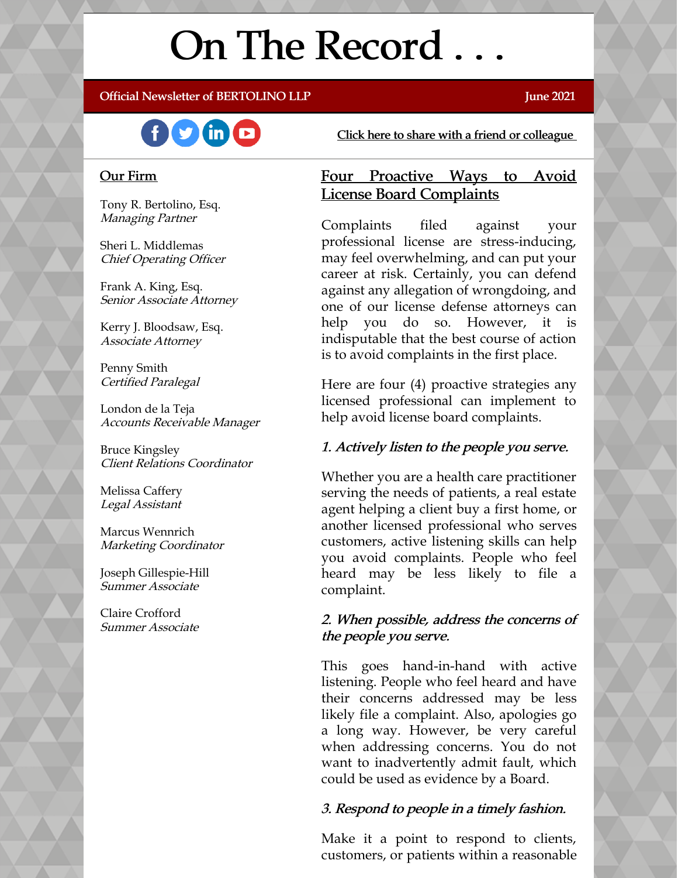# On The Record . . .

**Official Newsletter of BERTOLINO LLP** — **June 2021**

Click here to share with a friend or colleague

## Our Firm

Tony R. Bertolino, Esq.
*Managing Partner*

Sheri L. Middlemas
*Chief Operating Officer*

Frank A. King, Esq.
*Senior Associate Attorney*

Kerry J. Bloodsaw, Esq.
*Associate Attorney*

Penny Smith
*Certified Paralegal*

London de la Teja
*Accounts Receivable Manager*

Bruce Kingsley
*Client Relations Coordinator*

Melissa Caffery
*Legal Assistant*

Marcus Wennrich
*Marketing Coordinator*

Joseph Gillespie-Hill
*Summer Associate*

Claire Crofford
*Summer Associate*

## Four Proactive Ways to Avoid License Board Complaints

Complaints filed against your professional license are stress-inducing, may feel overwhelming, and can put your career at risk. Certainly, you can defend against any allegation of wrongdoing, and one of our license defense attorneys can help you do so. However, it is indisputable that the best course of action is to avoid complaints in the first place.

Here are four (4) proactive strategies any licensed professional can implement to help avoid license board complaints.

### *1. Actively listen to the people you serve.*

Whether you are a health care practitioner serving the needs of patients, a real estate agent helping a client buy a first home, or another licensed professional who serves customers, active listening skills can help you avoid complaints. People who feel heard may be less likely to file a complaint.

### *2. When possible, address the concerns of the people you serve.*

This goes hand-in-hand with active listening. People who feel heard and have their concerns addressed may be less likely file a complaint. Also, apologies go a long way. However, be very careful when addressing concerns. You do not want to inadvertently admit fault, which could be used as evidence by a Board.

### *3. Respond to people in a timely fashion.*

Make it a point to respond to clients, customers, or patients within a reasonable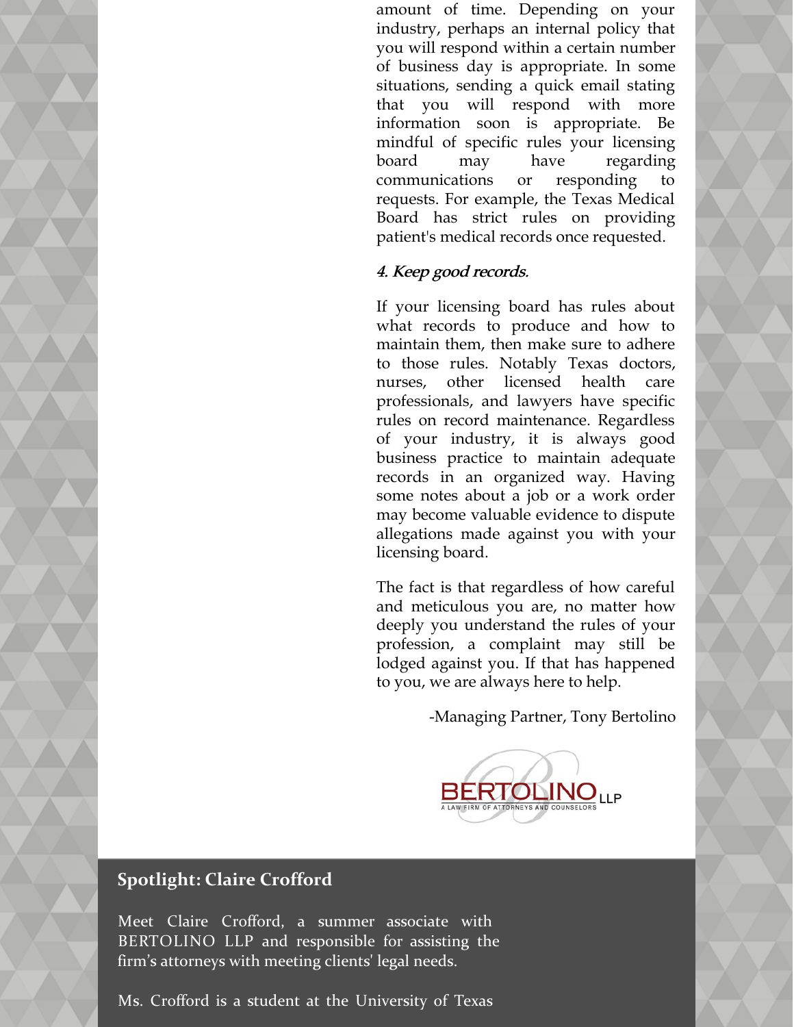amount of time. Depending on your industry, perhaps an internal policy that you will respond within a certain number of business day is appropriate. In some situations, sending a quick email stating that you will respond with more information soon is appropriate. Be mindful of specific rules your licensing board may have regarding communications or responding to requests. For example, the Texas Medical Board has strict rules on providing patient's medical records once requested.

*4. Keep good records.*

If your licensing board has rules about what records to produce and how to maintain them, then make sure to adhere to those rules. Notably Texas doctors, nurses, other licensed health care professionals, and lawyers have specific rules on record maintenance. Regardless of your industry, it is always good business practice to maintain adequate records in an organized way. Having some notes about a job or a work order may become valuable evidence to dispute allegations made against you with your licensing board.

The fact is that regardless of how careful and meticulous you are, no matter how deeply you understand the rules of your profession, a complaint may still be lodged against you. If that has happened to you, we are always here to help.

-Managing Partner, Tony Bertolino

BERTOLINO LLP
A LAW FIRM OF ATTORNEYS AND COUNSELORS

## Spotlight: Claire Crofford

Meet Claire Crofford, a summer associate with BERTOLINO LLP and responsible for assisting the firm's attorneys with meeting clients' legal needs.

Ms. Crofford is a student at the University of Texas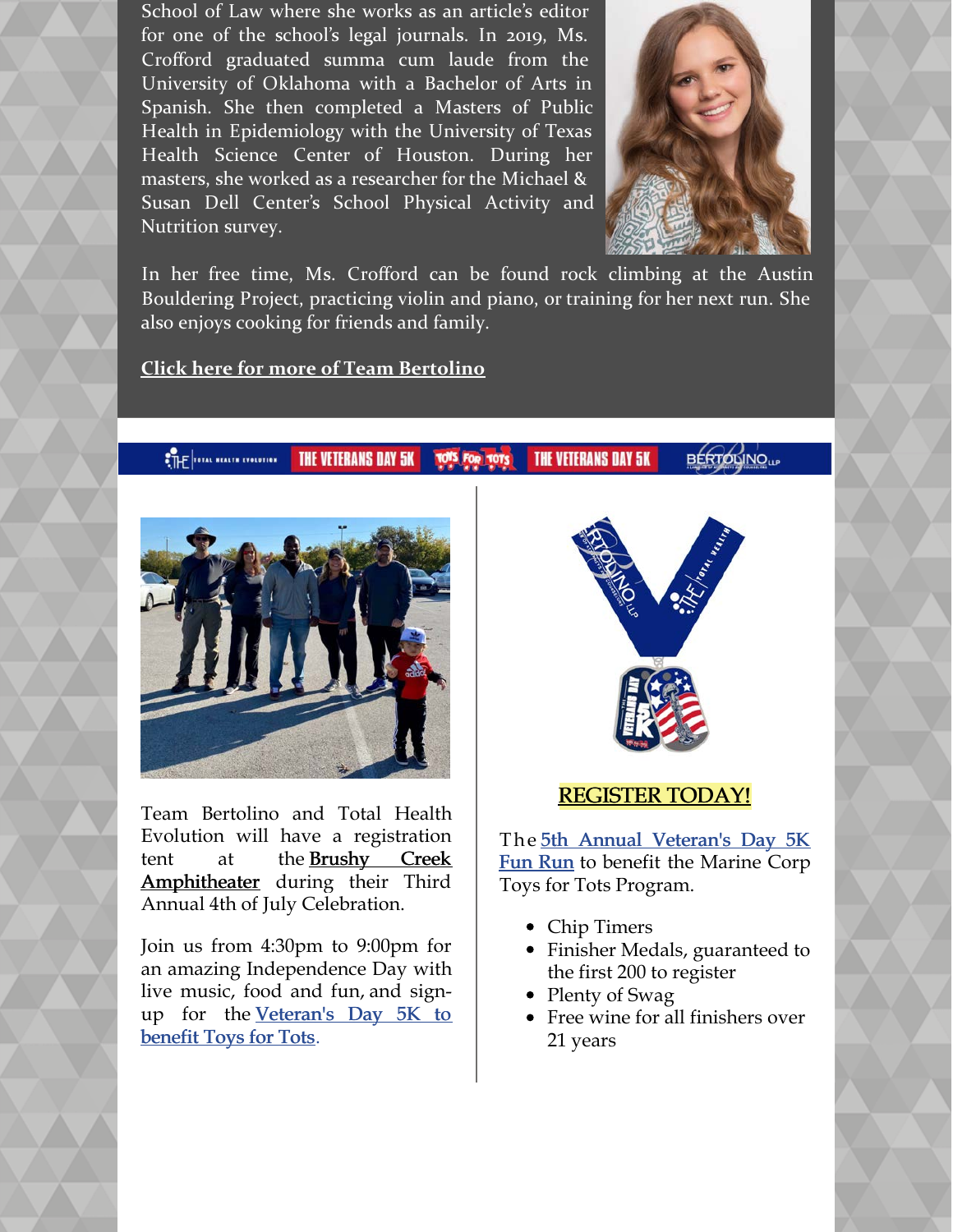School of Law where she works as an article's editor for one of the school's legal journals. In 2019, Ms. Crofford graduated summa cum laude from the University of Oklahoma with a Bachelor of Arts in Spanish. She then completed a Masters of Public Health in Epidemiology with the University of Texas Health Science Center of Houston. During her masters, she worked as a researcher for the Michael & Susan Dell Center's School Physical Activity and Nutrition survey.

In her free time, Ms. Crofford can be found rock climbing at the Austin Bouldering Project, practicing violin and piano, or training for her next run. She also enjoys cooking for friends and family.

**Click here for more of Team Bertolino**

Team Bertolino and Total Health Evolution will have a registration tent at the **Brushy Creek Amphitheater** during their Third Annual 4th of July Celebration.

Join us from 4:30pm to 9:00pm for an amazing Independence Day with live music, food and fun, and sign-up for the **Veteran's Day 5K to benefit Toys for Tots**.

**REGISTER TODAY!**

The **5th Annual Veteran's Day 5K Fun Run** to benefit the Marine Corp Toys for Tots Program.

- Chip Timers
- Finisher Medals, guaranteed to the first 200 to register
- Plenty of Swag
- Free wine for all finishers over 21 years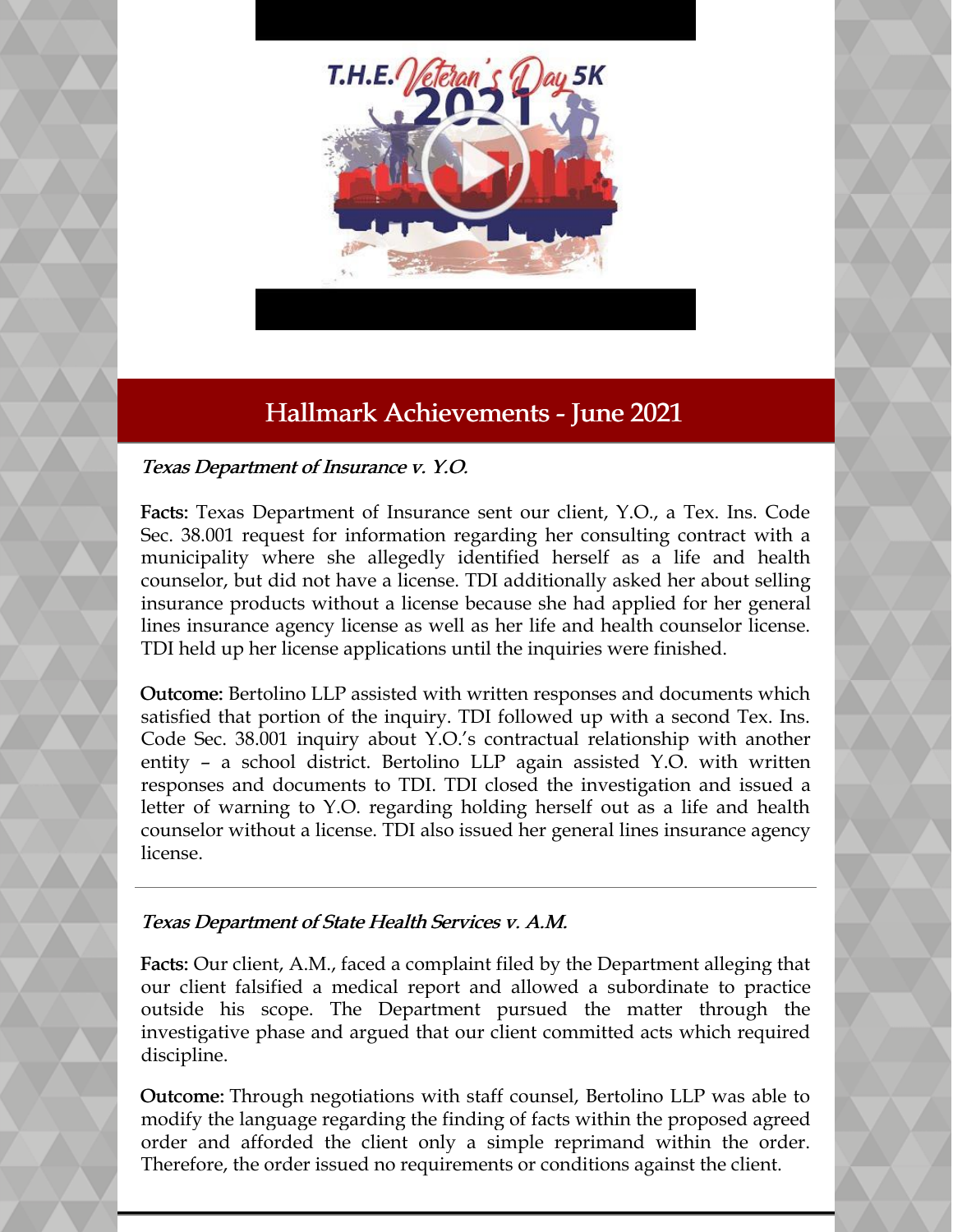## Hallmark Achievements - June 2021

*Texas Department of Insurance v. Y.O.*

**Facts:** Texas Department of Insurance sent our client, Y.O., a Tex. Ins. Code Sec. 38.001 request for information regarding her consulting contract with a municipality where she allegedly identified herself as a life and health counselor, but did not have a license. TDI additionally asked her about selling insurance products without a license because she had applied for her general lines insurance agency license as well as her life and health counselor license. TDI held up her license applications until the inquiries were finished.

**Outcome:** Bertolino LLP assisted with written responses and documents which satisfied that portion of the inquiry. TDI followed up with a second Tex. Ins. Code Sec. 38.001 inquiry about Y.O.'s contractual relationship with another entity – a school district. Bertolino LLP again assisted Y.O. with written responses and documents to TDI. TDI closed the investigation and issued a letter of warning to Y.O. regarding holding herself out as a life and health counselor without a license. TDI also issued her general lines insurance agency license.

---

*Texas Department of State Health Services v. A.M.*

**Facts:** Our client, A.M., faced a complaint filed by the Department alleging that our client falsified a medical report and allowed a subordinate to practice outside his scope. The Department pursued the matter through the investigative phase and argued that our client committed acts which required discipline.

**Outcome:** Through negotiations with staff counsel, Bertolino LLP was able to modify the language regarding the finding of facts within the proposed agreed order and afforded the client only a simple reprimand within the order. Therefore, the order issued no requirements or conditions against the client.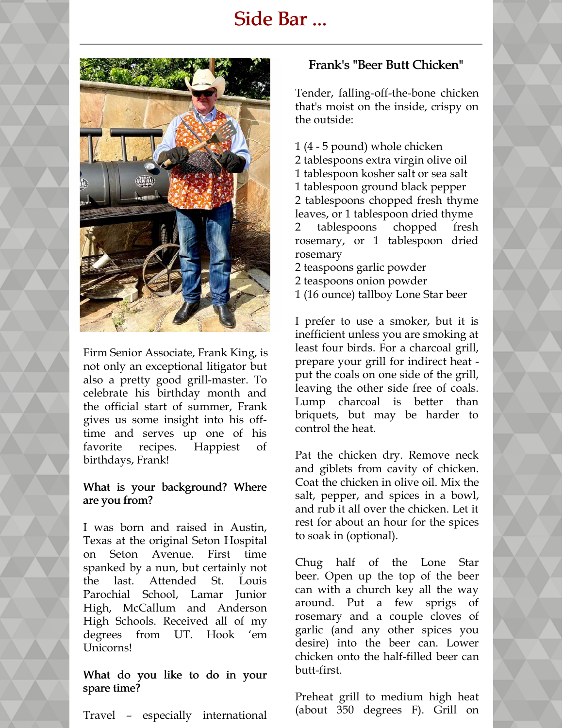# Side Bar ...

Firm Senior Associate, Frank King, is not only an exceptional litigator but also a pretty good grill-master. To celebrate his birthday month and the official start of summer, Frank gives us some insight into his off-time and serves up one of his favorite recipes. Happiest of birthdays, Frank!

**What is your background? Where are you from?**

I was born and raised in Austin, Texas at the original Seton Hospital on Seton Avenue. First time spanked by a nun, but certainly not the last. Attended St. Louis Parochial School, Lamar Junior High, McCallum and Anderson High Schools. Received all of my degrees from UT. Hook 'em Unicorns!

**What do you like to do in your spare time?**

Travel – especially international

## Frank's "Beer Butt Chicken"

Tender, falling-off-the-bone chicken that's moist on the inside, crispy on the outside:

1 (4 - 5 pound) whole chicken
2 tablespoons extra virgin olive oil
1 tablespoon kosher salt or sea salt
1 tablespoon ground black pepper
2 tablespoons chopped fresh thyme leaves, or 1 tablespoon dried thyme
2 tablespoons chopped fresh rosemary, or 1 tablespoon dried rosemary
2 teaspoons garlic powder
2 teaspoons onion powder
1 (16 ounce) tallboy Lone Star beer

I prefer to use a smoker, but it is inefficient unless you are smoking at least four birds. For a charcoal grill, prepare your grill for indirect heat - put the coals on one side of the grill, leaving the other side free of coals. Lump charcoal is better than briquets, but may be harder to control the heat.

Pat the chicken dry. Remove neck and giblets from cavity of chicken. Coat the chicken in olive oil. Mix the salt, pepper, and spices in a bowl, and rub it all over the chicken. Let it rest for about an hour for the spices to soak in (optional).

Chug half of the Lone Star beer. Open up the top of the beer can with a church key all the way around. Put a few sprigs of rosemary and a couple cloves of garlic (and any other spices you desire) into the beer can. Lower chicken onto the half-filled beer can butt-first.

Preheat grill to medium high heat (about 350 degrees F). Grill on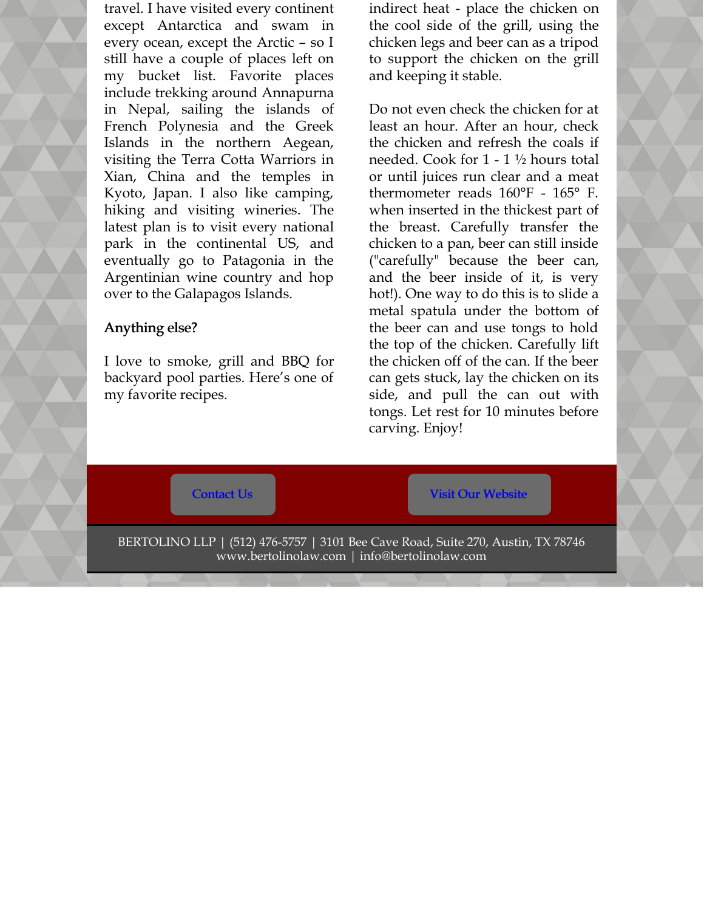travel. I have visited every continent except Antarctica and swam in every ocean, except the Arctic – so I still have a couple of places left on my bucket list. Favorite places include trekking around Annapurna in Nepal, sailing the islands of French Polynesia and the Greek Islands in the northern Aegean, visiting the Terra Cotta Warriors in Xian, China and the temples in Kyoto, Japan. I also like camping, hiking and visiting wineries. The latest plan is to visit every national park in the continental US, and eventually go to Patagonia in the Argentinian wine country and hop over to the Galapagos Islands.

**Anything else?**

I love to smoke, grill and BBQ for backyard pool parties. Here's one of my favorite recipes.

indirect heat - place the chicken on the cool side of the grill, using the chicken legs and beer can as a tripod to support the chicken on the grill and keeping it stable.

Do not even check the chicken for at least an hour. After an hour, check the chicken and refresh the coals if needed. Cook for 1 - 1 ½ hours total or until juices run clear and a meat thermometer reads 160°F - 165° F. when inserted in the thickest part of the breast. Carefully transfer the chicken to a pan, beer can still inside ("carefully" because the beer can, and the beer inside of it, is very hot!). One way to do this is to slide a metal spatula under the bottom of the beer can and use tongs to hold the top of the chicken. Carefully lift the chicken off of the can. If the beer can gets stuck, lay the chicken on its side, and pull the can out with tongs. Let rest for 10 minutes before carving. Enjoy!

Contact Us

Visit Our Website

BERTOLINO LLP | (512) 476-5757 | 3101 Bee Cave Road, Suite 270, Austin, TX 78746
www.bertolinolaw.com | info@bertolinolaw.com